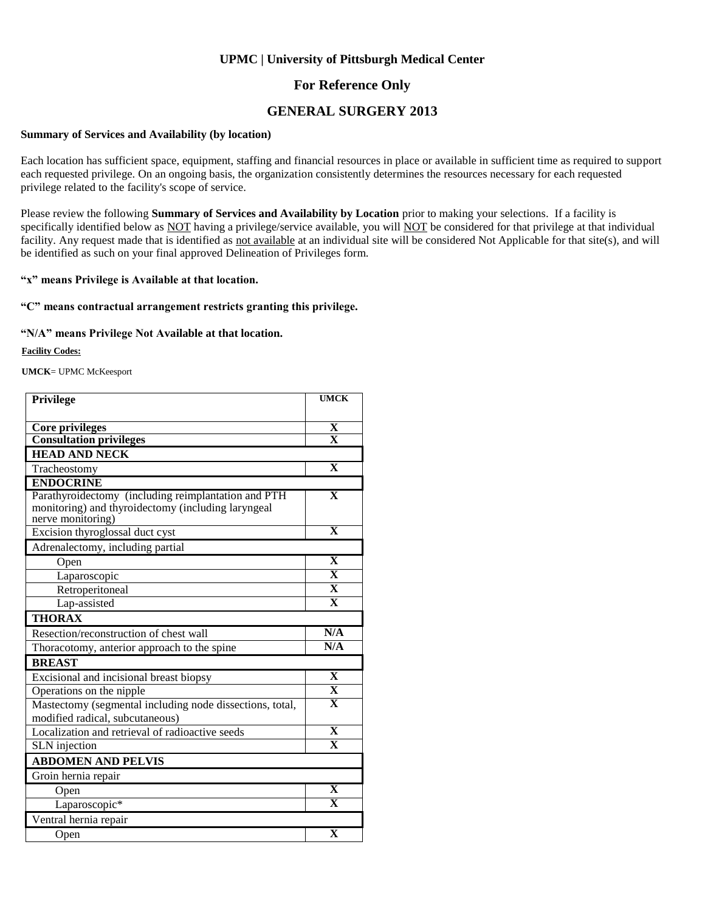# UPMC | University of Pittsburgh Medical Center

## For Reference Only

## GENERAL SURGERY 2013

**Summary of Services and Availability (by location)**

Each location has sufficient space, equipment, staffing and financial resources in place or available in sufficient time as required to support each requested privilege. On an ongoing basis, the organization consistently determines the resources necessary for each requested privilege related to the facility's scope of service.

Please review the following **Summary of Services and Availability by Location** prior to making your selections. If a facility is specifically identified below as NOT having a privilege/service available, you will NOT be considered for that privilege at that individual facility. Any request made that is identified as not available at an individual site will be considered Not Applicable for that site(s), and will be identified as such on your final approved Delineation of Privileges form.

**"x" means Privilege is Available at that location.**

**"C" means contractual arrangement restricts granting this privilege.**

**"N/A" means Privilege Not Available at that location.**

**Facility Codes:**

**UMCK**= UPMC McKeesport

| Privilege | UMCK |
|---|---|
| **Core privileges** | X |
| **Consultation privileges** | X |
| **HEAD AND NECK** | |
| Tracheostomy | X |
| **ENDOCRINE** | |
| Parathyroidectomy (including reimplantation and PTH monitoring) and thyroidectomy (including laryngeal nerve monitoring) | X |
| Excision thyroglossal duct cyst | X |
| Adrenalectomy, including partial | |
| Open | X |
| Laparoscopic | X |
| Retroperitoneal | X |
| Lap-assisted | X |
| **THORAX** | |
| Resection/reconstruction of chest wall | N/A |
| Thoracotomy, anterior approach to the spine | N/A |
| **BREAST** | |
| Excisional and incisional breast biopsy | X |
| Operations on the nipple | X |
| Mastectomy (segmental including node dissections, total, modified radical, subcutaneous) | X |
| Localization and retrieval of radioactive seeds | X |
| SLN injection | X |
| **ABDOMEN AND PELVIS** | |
| Groin hernia repair | |
| Open | X |
| Laparoscopic* | X |
| Ventral hernia repair | |
| Open | X |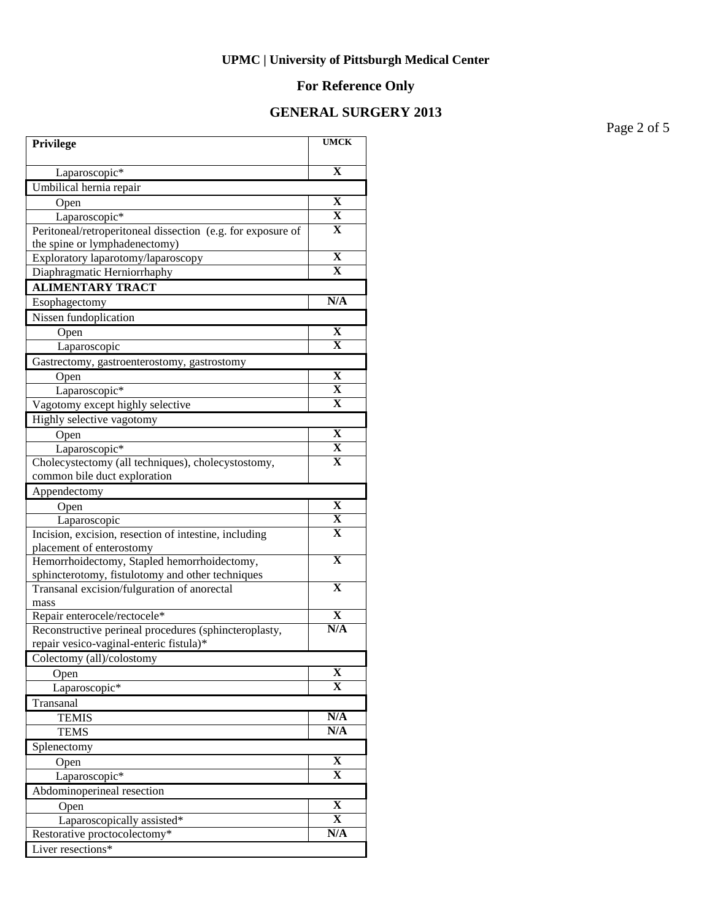**UPMC | University of Pittsburgh Medical Center**

**For Reference Only**

**GENERAL SURGERY 2013**

| Privilege | UMCK |
|---|---|
| Laparoscopic* | X |
| Umbilical hernia repair | |
| Open | X |
| Laparoscopic* | X |
| Peritoneal/retroperitoneal dissection (e.g. for exposure of the spine or lymphadenectomy) | X |
| Exploratory laparotomy/laparoscopy | X |
| Diaphragmatic Herniorrhaphy | X |
| **ALIMENTARY TRACT** | |
| Esophagectomy | N/A |
| Nissen fundoplication | |
| Open | X |
| Laparoscopic | X |
| Gastrectomy, gastroenterostomy, gastrostomy | |
| Open | X |
| Laparoscopic* | X |
| Vagotomy except highly selective | X |
| Highly selective vagotomy | |
| Open | X |
| Laparoscopic* | X |
| Cholecystectomy (all techniques), cholecystostomy, common bile duct exploration | X |
| Appendectomy | |
| Open | X |
| Laparoscopic | X |
| Incision, excision, resection of intestine, including placement of enterostomy | X |
| Hemorrhoidectomy, Stapled hemorrhoidectomy, sphincterotomy, fistulotomy and other techniques | X |
| Transanal excision/fulguration of anorectal mass | X |
| Repair enterocele/rectocele* | X |
| Reconstructive perineal procedures (sphincteroplasty, repair vesico-vaginal-enteric fistula)* | N/A |
| Colectomy (all)/colostomy | |
| Open | X |
| Laparoscopic* | X |
| Transanal | |
| TEMIS | N/A |
| TEMS | N/A |
| Splenectomy | |
| Open | X |
| Laparoscopic* | X |
| Abdominoperineal resection | |
| Open | X |
| Laparoscopically assisted* | X |
| Restorative proctocolectomy* | N/A |
| Liver resections* | |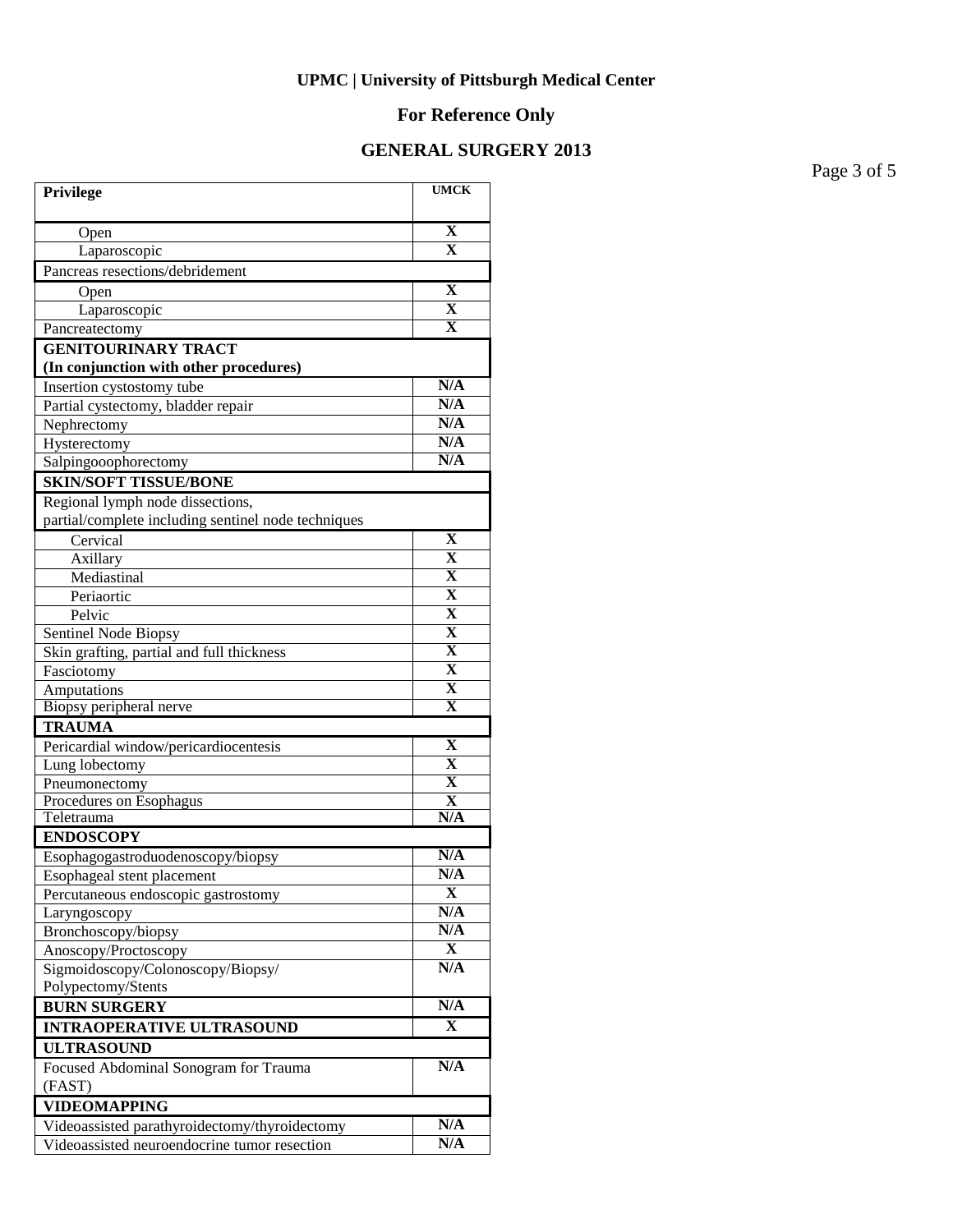**UPMC | University of Pittsburgh Medical Center**

**For Reference Only**

**GENERAL SURGERY 2013**

| Privilege | UMCK |
|---|---|
| Open | X |
| Laparoscopic | X |
| Pancreas resections/debridement | |
| Open | X |
| Laparoscopic | X |
| Pancreatectomy | X |
| **GENITOURINARY TRACT (In conjunction with other procedures)** | |
| Insertion cystostomy tube | N/A |
| Partial cystectomy, bladder repair | N/A |
| Nephrectomy | N/A |
| Hysterectomy | N/A |
| Salpingooophorectomy | N/A |
| **SKIN/SOFT TISSUE/BONE** | |
| Regional lymph node dissections, partial/complete including sentinel node techniques | |
| Cervical | X |
| Axillary | X |
| Mediastinal | X |
| Periaortic | X |
| Pelvic | X |
| Sentinel Node Biopsy | X |
| Skin grafting, partial and full thickness | X |
| Fasciotomy | X |
| Amputations | X |
| Biopsy peripheral nerve | X |
| **TRAUMA** | |
| Pericardial window/pericardiocentesis | X |
| Lung lobectomy | X |
| Pneumonectomy | X |
| Procedures on Esophagus | X |
| Teletrauma | N/A |
| **ENDOSCOPY** | |
| Esophagogastroduodenoscopy/biopsy | N/A |
| Esophageal stent placement | N/A |
| Percutaneous endoscopic gastrostomy | X |
| Laryngoscopy | N/A |
| Bronchoscopy/biopsy | N/A |
| Anoscopy/Proctoscopy | X |
| Sigmoidoscopy/Colonoscopy/Biopsy/ Polypectomy/Stents | N/A |
| **BURN SURGERY** | N/A |
| **INTRAOPERATIVE ULTRASOUND** | X |
| **ULTRASOUND** | |
| Focused Abdominal Sonogram for Trauma (FAST) | N/A |
| **VIDEOMAPPING** | |
| Videoassisted parathyroidectomy/thyroidectomy | N/A |
| Videoassisted neuroendocrine tumor resection | N/A |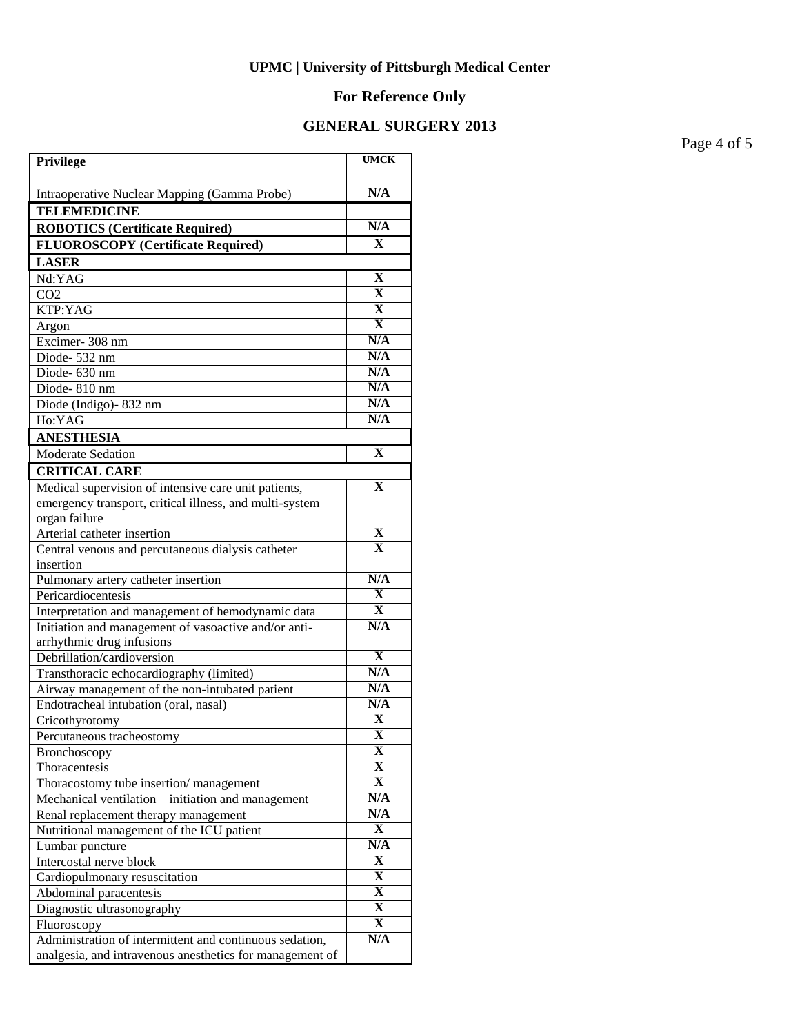**UPMC | University of Pittsburgh Medical Center**

**For Reference Only**

**GENERAL SURGERY 2013**

| Privilege | UMCK |
|---|---|
| Intraoperative Nuclear Mapping (Gamma Probe) | N/A |
| **TELEMEDICINE** | |
| **ROBOTICS (Certificate Required)** | N/A |
| **FLUOROSCOPY (Certificate Required)** | X |
| **LASER** | |
| Nd:YAG | X |
| CO2 | X |
| KTP:YAG | X |
| Argon | X |
| Excimer- 308 nm | N/A |
| Diode- 532 nm | N/A |
| Diode- 630 nm | N/A |
| Diode- 810 nm | N/A |
| Diode (Indigo)- 832 nm | N/A |
| Ho:YAG | N/A |
| **ANESTHESIA** | |
| Moderate Sedation | X |
| **CRITICAL CARE** | |
| Medical supervision of intensive care unit patients, emergency transport, critical illness, and multi-system organ failure | X |
| Arterial catheter insertion | X |
| Central venous and percutaneous dialysis catheter insertion | X |
| Pulmonary artery catheter insertion | N/A |
| Pericardiocentesis | X |
| Interpretation and management of hemodynamic data | X |
| Initiation and management of vasoactive and/or anti-arrhythmic drug infusions | N/A |
| Debrillation/cardioversion | X |
| Transthoracic echocardiography (limited) | N/A |
| Airway management of the non-intubated patient | N/A |
| Endotracheal intubation (oral, nasal) | N/A |
| Cricothyrotomy | X |
| Percutaneous tracheostomy | X |
| Bronchoscopy | X |
| Thoracentesis | X |
| Thoracostomy tube insertion/ management | X |
| Mechanical ventilation – initiation and management | N/A |
| Renal replacement therapy management | N/A |
| Nutritional management of the ICU patient | X |
| Lumbar puncture | N/A |
| Intercostal nerve block | X |
| Cardiopulmonary resuscitation | X |
| Abdominal paracentesis | X |
| Diagnostic ultrasonography | X |
| Fluoroscopy | X |
| Administration of intermittent and continuous sedation, analgesia, and intravenous anesthetics for management of | N/A |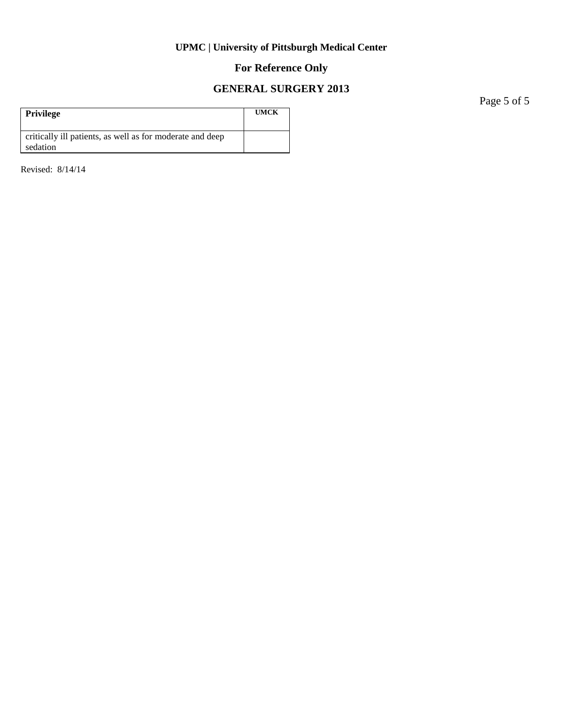| Privilege | UMCK |
| --- | --- |
| critically ill patients, as well as for moderate and deep sedation | |

Revised: 8/14/14